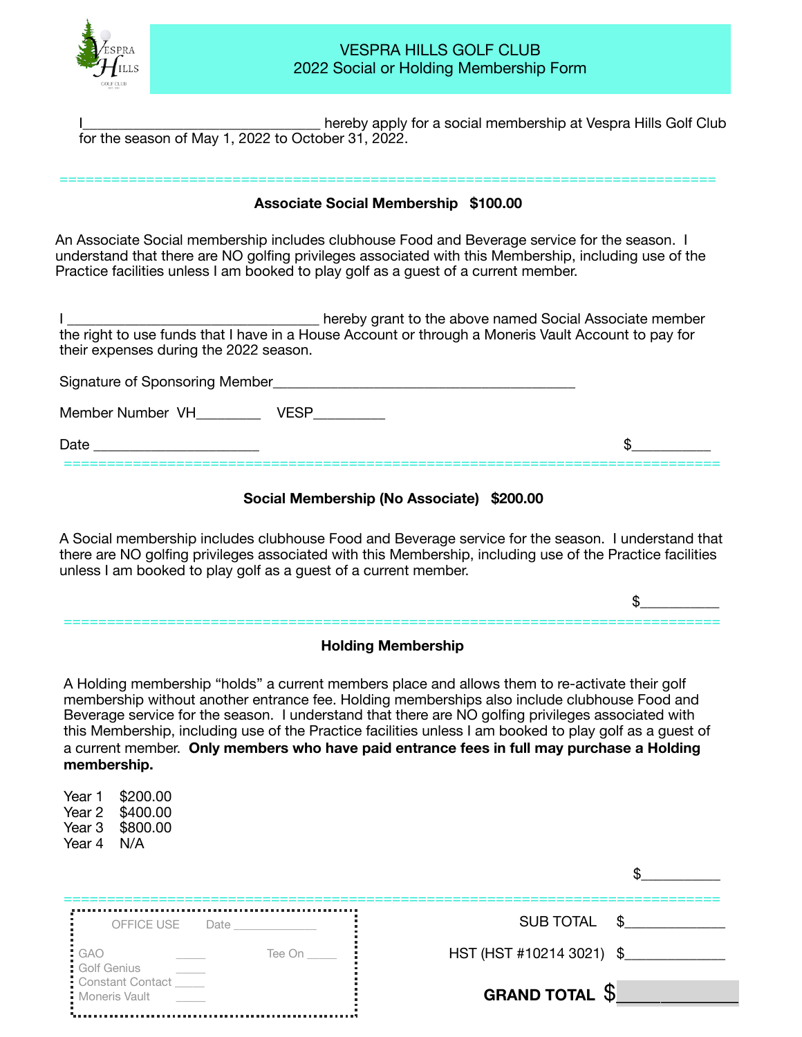# VESPRA HILLS GOLF CLUB
## 2022 Social or Holding Membership Form

I________________________________ hereby apply for a social membership at Vespra Hills Golf Club for the season of May 1, 2022 to October 31, 2022.

---

**Associate Social Membership   $100.00**

An Associate Social membership includes clubhouse Food and Beverage service for the season. I understand that there are NO golfing privileges associated with this Membership, including use of the Practice facilities unless I am booked to play golf as a guest of a current member.

I __________________________________ hereby grant to the above named Social Associate member the right to use funds that I have in a House Account or through a Moneris Vault Account to pay for their expenses during the 2022 season.

Signature of Sponsoring Member________________________________________

Member Number  VH________   VESP_________

Date ______________________ $__________

---

**Social Membership (No Associate)   $200.00**

A Social membership includes clubhouse Food and Beverage service for the season. I understand that there are NO golfing privileges associated with this Membership, including use of the Practice facilities unless I am booked to play golf as a guest of a current member.

$__________

---

**Holding Membership**

A Holding membership "holds" a current members place and allows them to re-activate their golf membership without another entrance fee. Holding memberships also include clubhouse Food and Beverage service for the season. I understand that there are NO golfing privileges associated with this Membership, including use of the Practice facilities unless I am booked to play golf as a guest of a current member. **Only members who have paid entrance fees in full may purchase a Holding membership.**

Year 1   $200.00
Year 2   $400.00
Year 3   $800.00
Year 4   N/A

$__________

---

OFFICE USE   Date _____________

GAO _____   Tee On _____
Golf Genius _____
Constant Contact _____
Moneris Vault _____

SUB TOTAL $_____________

HST (HST #10214 3021) $_____________

**GRAND TOTAL** $_____________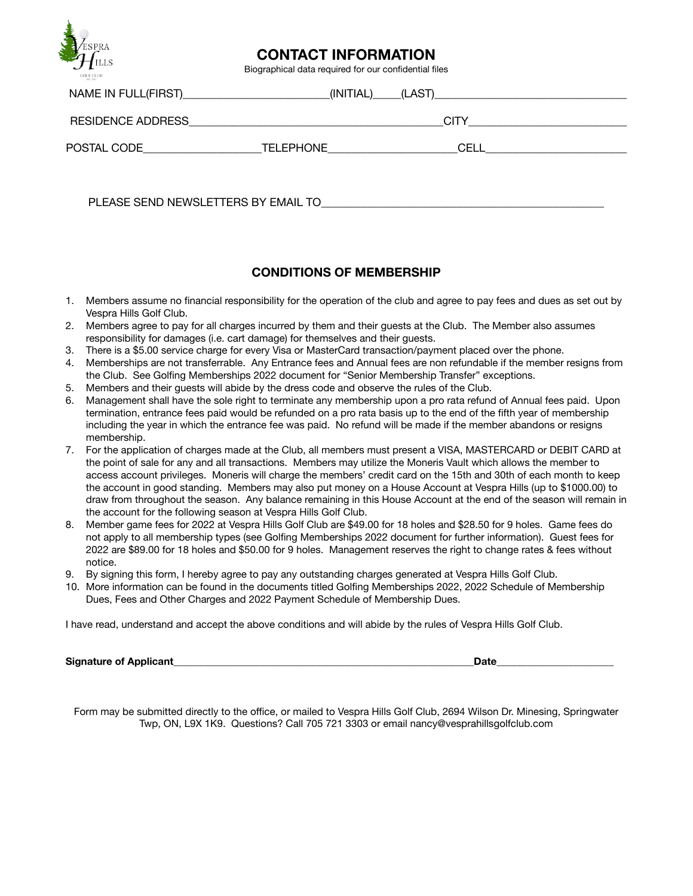## CONTACT INFORMATION

Biographical data required for our confidential files

NAME IN FULL(FIRST)________________________(INITIAL)_____(LAST)________________________________

RESIDENCE ADDRESS __________________________________________ CITY __________________________

POSTAL CODE ____________________ TELEPHONE ______________________ CELL ________________________

PLEASE SEND NEWSLETTERS BY EMAIL TO_________________________________________________

## CONDITIONS OF MEMBERSHIP

1. Members assume no financial responsibility for the operation of the club and agree to pay fees and dues as set out by Vespra Hills Golf Club.
2. Members agree to pay for all charges incurred by them and their guests at the Club. The Member also assumes responsibility for damages (i.e. cart damage) for themselves and their guests.
3. There is a $5.00 service charge for every Visa or MasterCard transaction/payment placed over the phone.
4. Memberships are not transferrable. Any Entrance fees and Annual fees are non refundable if the member resigns from the Club. See Golfing Memberships 2022 document for "Senior Membership Transfer" exceptions.
5. Members and their guests will abide by the dress code and observe the rules of the Club.
6. Management shall have the sole right to terminate any membership upon a pro rata refund of Annual fees paid. Upon termination, entrance fees paid would be refunded on a pro rata basis up to the end of the fifth year of membership including the year in which the entrance fee was paid. No refund will be made if the member abandons or resigns membership.
7. For the application of charges made at the Club, all members must present a VISA, MASTERCARD or DEBIT CARD at the point of sale for any and all transactions. Members may utilize the Moneris Vault which allows the member to access account privileges. Moneris will charge the members' credit card on the 15th and 30th of each month to keep the account in good standing. Members may also put money on a House Account at Vespra Hills (up to $1000.00) to draw from throughout the season. Any balance remaining in this House Account at the end of the season will remain in the account for the following season at Vespra Hills Golf Club.
8. Member game fees for 2022 at Vespra Hills Golf Club are $49.00 for 18 holes and $28.50 for 9 holes. Game fees do not apply to all membership types (see Golfing Memberships 2022 document for further information). Guest fees for 2022 are $89.00 for 18 holes and $50.00 for 9 holes. Management reserves the right to change rates & fees without notice.
9. By signing this form, I hereby agree to pay any outstanding charges generated at Vespra Hills Golf Club.
10. More information can be found in the documents titled Golfing Memberships 2022, 2022 Schedule of Membership Dues, Fees and Other Charges and 2022 Payment Schedule of Membership Dues.

I have read, understand and accept the above conditions and will abide by the rules of Vespra Hills Golf Club.

**Signature of Applicant**__________________________________________________________**Date**_____________________

Form may be submitted directly to the office, or mailed to Vespra Hills Golf Club, 2694 Wilson Dr. Minesing, Springwater Twp, ON, L9X 1K9. Questions? Call 705 721 3303 or email nancy@vesprahillsgolfclub.com